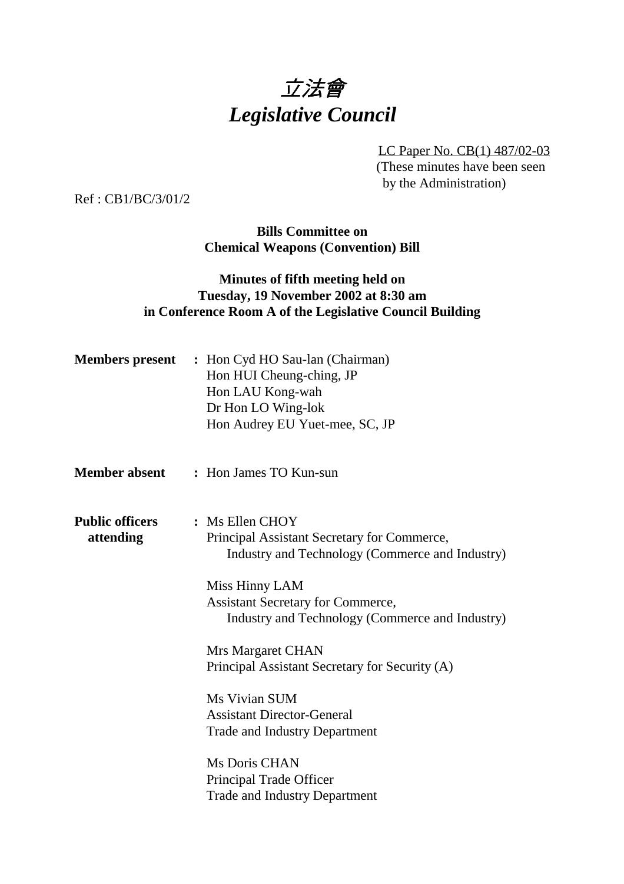# 立法會
# *Legislative Council*

LC Paper No. CB(1) 487/02-03
(These minutes have been seen by the Administration)

Ref : CB1/BC/3/01/2

**Bills Committee on Chemical Weapons (Convention) Bill**

**Minutes of fifth meeting held on Tuesday, 19 November 2002 at 8:30 am in Conference Room A of the Legislative Council Building**

**Members present** : Hon Cyd HO Sau-lan (Chairman)
Hon HUI Cheung-ching, JP
Hon LAU Kong-wah
Dr Hon LO Wing-lok
Hon Audrey EU Yuet-mee, SC, JP

**Member absent** : Hon James TO Kun-sun

**Public officers attending** : Ms Ellen CHOY
Principal Assistant Secretary for Commerce, Industry and Technology (Commerce and Industry)

Miss Hinny LAM
Assistant Secretary for Commerce, Industry and Technology (Commerce and Industry)

Mrs Margaret CHAN
Principal Assistant Secretary for Security (A)

Ms Vivian SUM
Assistant Director-General
Trade and Industry Department

Ms Doris CHAN
Principal Trade Officer
Trade and Industry Department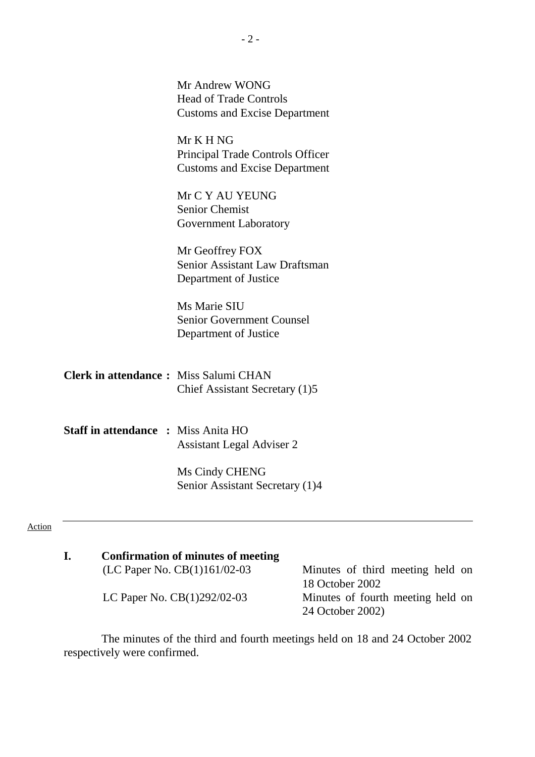Mr Andrew WONG
Head of Trade Controls
Customs and Excise Department

Mr K H NG
Principal Trade Controls Officer
Customs and Excise Department

Mr C Y AU YEUNG
Senior Chemist
Government Laboratory

Mr Geoffrey FOX
Senior Assistant Law Draftsman
Department of Justice

Ms Marie SIU
Senior Government Counsel
Department of Justice

**Clerk in attendance :** Miss Salumi CHAN
Chief Assistant Secretary (1)5

**Staff in attendance :** Miss Anita HO
Assistant Legal Adviser 2

Ms Cindy CHENG
Senior Assistant Secretary (1)4

---

Action

## I. Confirmation of minutes of meeting

(LC Paper No. CB(1)161/02-03 — Minutes of third meeting held on 18 October 2002

LC Paper No. CB(1)292/02-03 — Minutes of fourth meeting held on 24 October 2002)

The minutes of the third and fourth meetings held on 18 and 24 October 2002 respectively were confirmed.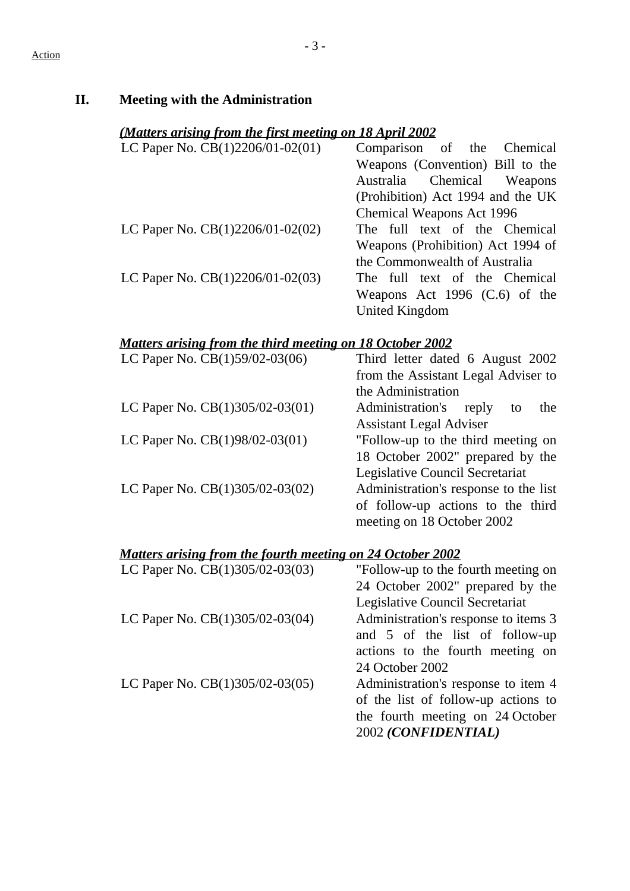Action

## II. Meeting with the Administration

***(Matters arising from the first meeting on 18 April 2002***

| | |
|---|---|
| LC Paper No. CB(1)2206/01-02(01) | Comparison of the Chemical Weapons (Convention) Bill to the Australia Chemical Weapons (Prohibition) Act 1994 and the UK Chemical Weapons Act 1996 |
| LC Paper No. CB(1)2206/01-02(02) | The full text of the Chemical Weapons (Prohibition) Act 1994 of the Commonwealth of Australia |
| LC Paper No. CB(1)2206/01-02(03) | The full text of the Chemical Weapons Act 1996 (C.6) of the United Kingdom |

***Matters arising from the third meeting on 18 October 2002***

| | |
|---|---|
| LC Paper No. CB(1)59/02-03(06) | Third letter dated 6 August 2002 from the Assistant Legal Adviser to the Administration |
| LC Paper No. CB(1)305/02-03(01) | Administration's reply to the Assistant Legal Adviser |
| LC Paper No. CB(1)98/02-03(01) | "Follow-up to the third meeting on 18 October 2002" prepared by the Legislative Council Secretariat |
| LC Paper No. CB(1)305/02-03(02) | Administration's response to the list of follow-up actions to the third meeting on 18 October 2002 |

***Matters arising from the fourth meeting on 24 October 2002***

| | |
|---|---|
| LC Paper No. CB(1)305/02-03(03) | "Follow-up to the fourth meeting on 24 October 2002" prepared by the Legislative Council Secretariat |
| LC Paper No. CB(1)305/02-03(04) | Administration's response to items 3 and 5 of the list of follow-up actions to the fourth meeting on 24 October 2002 |
| LC Paper No. CB(1)305/02-03(05) | Administration's response to item 4 of the list of follow-up actions to the fourth meeting on 24 October 2002 ***(CONFIDENTIAL)*** |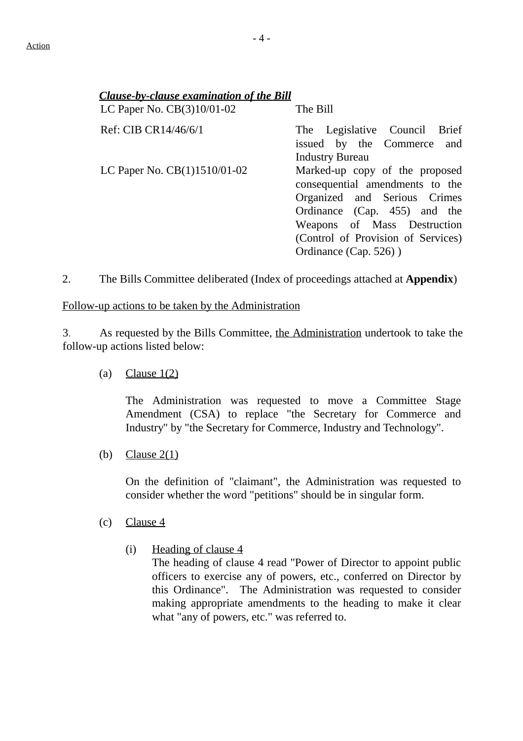Action

***Clause-by-clause examination of the Bill***

| | |
|---|---|
| LC Paper No. CB(3)10/01-02 | The Bill |
| Ref: CIB CR14/46/6/1 | The Legislative Council Brief issued by the Commerce and Industry Bureau |
| LC Paper No. CB(1)1510/01-02 | Marked-up copy of the proposed consequential amendments to the Organized and Serious Crimes Ordinance (Cap. 455) and the Weapons of Mass Destruction (Control of Provision of Services) Ordinance (Cap. 526) ) |

2. The Bills Committee deliberated (Index of proceedings attached at **Appendix**)

Follow-up actions to be taken by the Administration

3. As requested by the Bills Committee, the Administration undertook to take the follow-up actions listed below:

(a) Clause 1(2)

The Administration was requested to move a Committee Stage Amendment (CSA) to replace "the Secretary for Commerce and Industry" by "the Secretary for Commerce, Industry and Technology".

(b) Clause 2(1)

On the definition of "claimant", the Administration was requested to consider whether the word "petitions" should be in singular form.

(c) Clause 4

(i) Heading of clause 4
The heading of clause 4 read "Power of Director to appoint public officers to exercise any of powers, etc., conferred on Director by this Ordinance". The Administration was requested to consider making appropriate amendments to the heading to make it clear what "any of powers, etc." was referred to.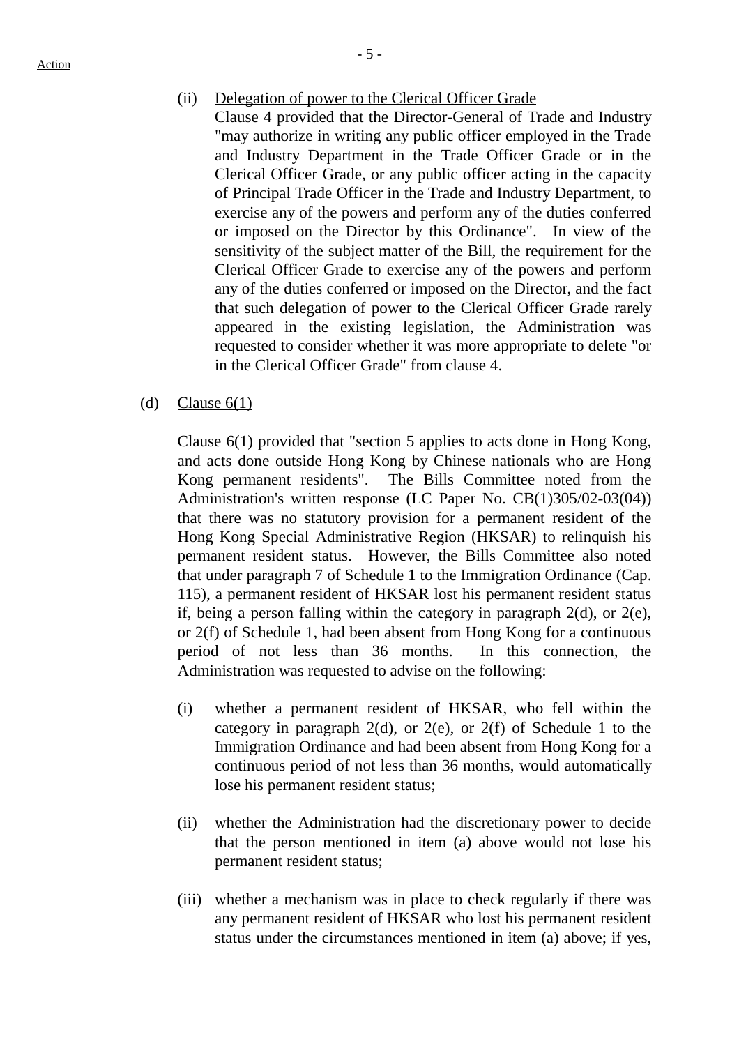(ii) Delegation of power to the Clerical Officer Grade

Clause 4 provided that the Director-General of Trade and Industry "may authorize in writing any public officer employed in the Trade and Industry Department in the Trade Officer Grade or in the Clerical Officer Grade, or any public officer acting in the capacity of Principal Trade Officer in the Trade and Industry Department, to exercise any of the powers and perform any of the duties conferred or imposed on the Director by this Ordinance". In view of the sensitivity of the subject matter of the Bill, the requirement for the Clerical Officer Grade to exercise any of the powers and perform any of the duties conferred or imposed on the Director, and the fact that such delegation of power to the Clerical Officer Grade rarely appeared in the existing legislation, the Administration was requested to consider whether it was more appropriate to delete "or in the Clerical Officer Grade" from clause 4.

(d) Clause 6(1)

Clause 6(1) provided that "section 5 applies to acts done in Hong Kong, and acts done outside Hong Kong by Chinese nationals who are Hong Kong permanent residents". The Bills Committee noted from the Administration's written response (LC Paper No. CB(1)305/02-03(04)) that there was no statutory provision for a permanent resident of the Hong Kong Special Administrative Region (HKSAR) to relinquish his permanent resident status. However, the Bills Committee also noted that under paragraph 7 of Schedule 1 to the Immigration Ordinance (Cap. 115), a permanent resident of HKSAR lost his permanent resident status if, being a person falling within the category in paragraph 2(d), or 2(e), or 2(f) of Schedule 1, had been absent from Hong Kong for a continuous period of not less than 36 months. In this connection, the Administration was requested to advise on the following:

(i) whether a permanent resident of HKSAR, who fell within the category in paragraph 2(d), or 2(e), or 2(f) of Schedule 1 to the Immigration Ordinance and had been absent from Hong Kong for a continuous period of not less than 36 months, would automatically lose his permanent resident status;

(ii) whether the Administration had the discretionary power to decide that the person mentioned in item (a) above would not lose his permanent resident status;

(iii) whether a mechanism was in place to check regularly if there was any permanent resident of HKSAR who lost his permanent resident status under the circumstances mentioned in item (a) above; if yes,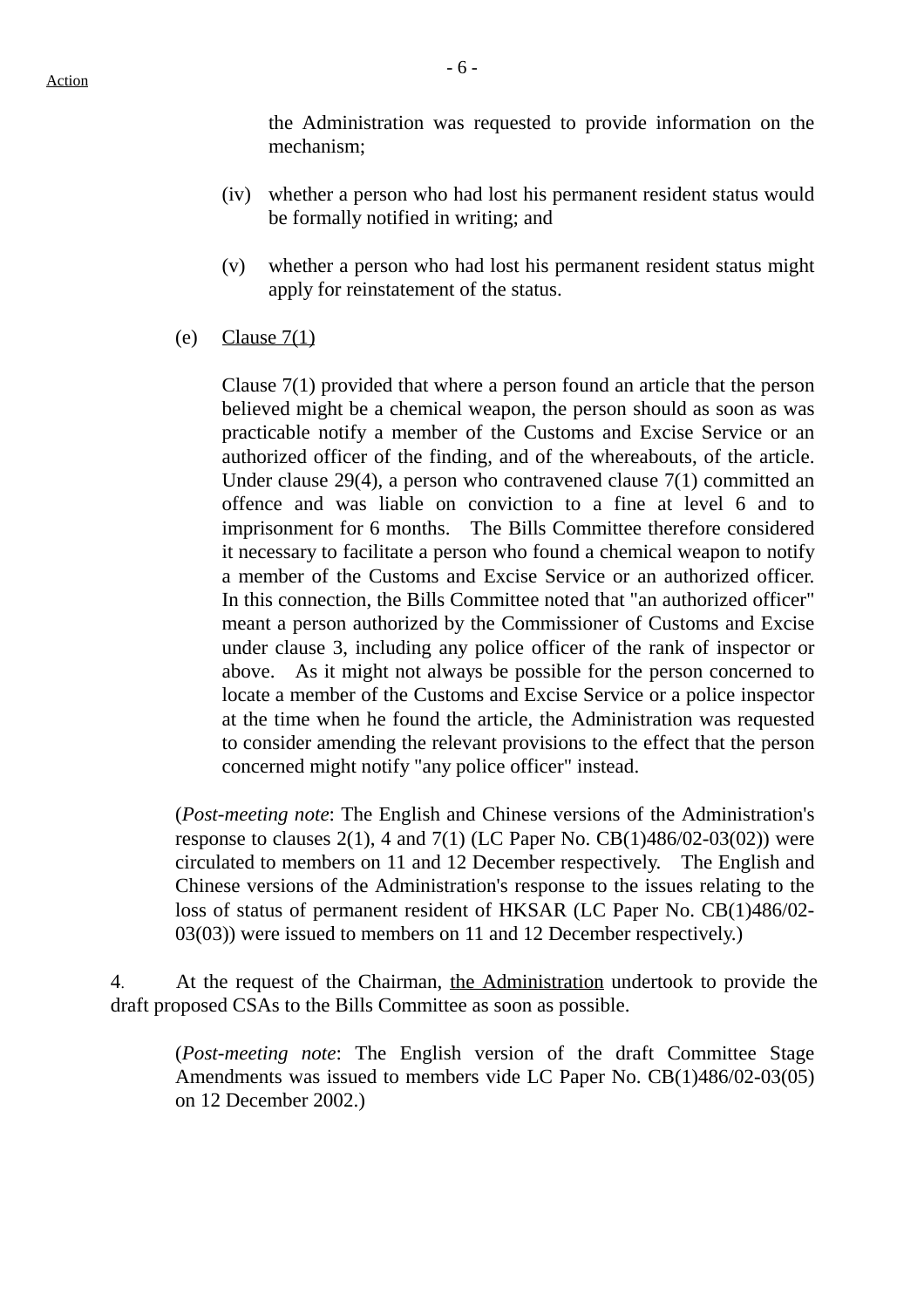the Administration was requested to provide information on the mechanism;

(iv) whether a person who had lost his permanent resident status would be formally notified in writing; and

(v) whether a person who had lost his permanent resident status might apply for reinstatement of the status.

(e) Clause 7(1)

Clause 7(1) provided that where a person found an article that the person believed might be a chemical weapon, the person should as soon as was practicable notify a member of the Customs and Excise Service or an authorized officer of the finding, and of the whereabouts, of the article. Under clause 29(4), a person who contravened clause 7(1) committed an offence and was liable on conviction to a fine at level 6 and to imprisonment for 6 months. The Bills Committee therefore considered it necessary to facilitate a person who found a chemical weapon to notify a member of the Customs and Excise Service or an authorized officer. In this connection, the Bills Committee noted that "an authorized officer" meant a person authorized by the Commissioner of Customs and Excise under clause 3, including any police officer of the rank of inspector or above. As it might not always be possible for the person concerned to locate a member of the Customs and Excise Service or a police inspector at the time when he found the article, the Administration was requested to consider amending the relevant provisions to the effect that the person concerned might notify "any police officer" instead.

(*Post-meeting note*: The English and Chinese versions of the Administration's response to clauses 2(1), 4 and 7(1) (LC Paper No. CB(1)486/02-03(02)) were circulated to members on 11 and 12 December respectively. The English and Chinese versions of the Administration's response to the issues relating to the loss of status of permanent resident of HKSAR (LC Paper No. CB(1)486/02-03(03)) were issued to members on 11 and 12 December respectively.)

4. At the request of the Chairman, the Administration undertook to provide the draft proposed CSAs to the Bills Committee as soon as possible.

(*Post-meeting note*: The English version of the draft Committee Stage Amendments was issued to members vide LC Paper No. CB(1)486/02-03(05) on 12 December 2002.)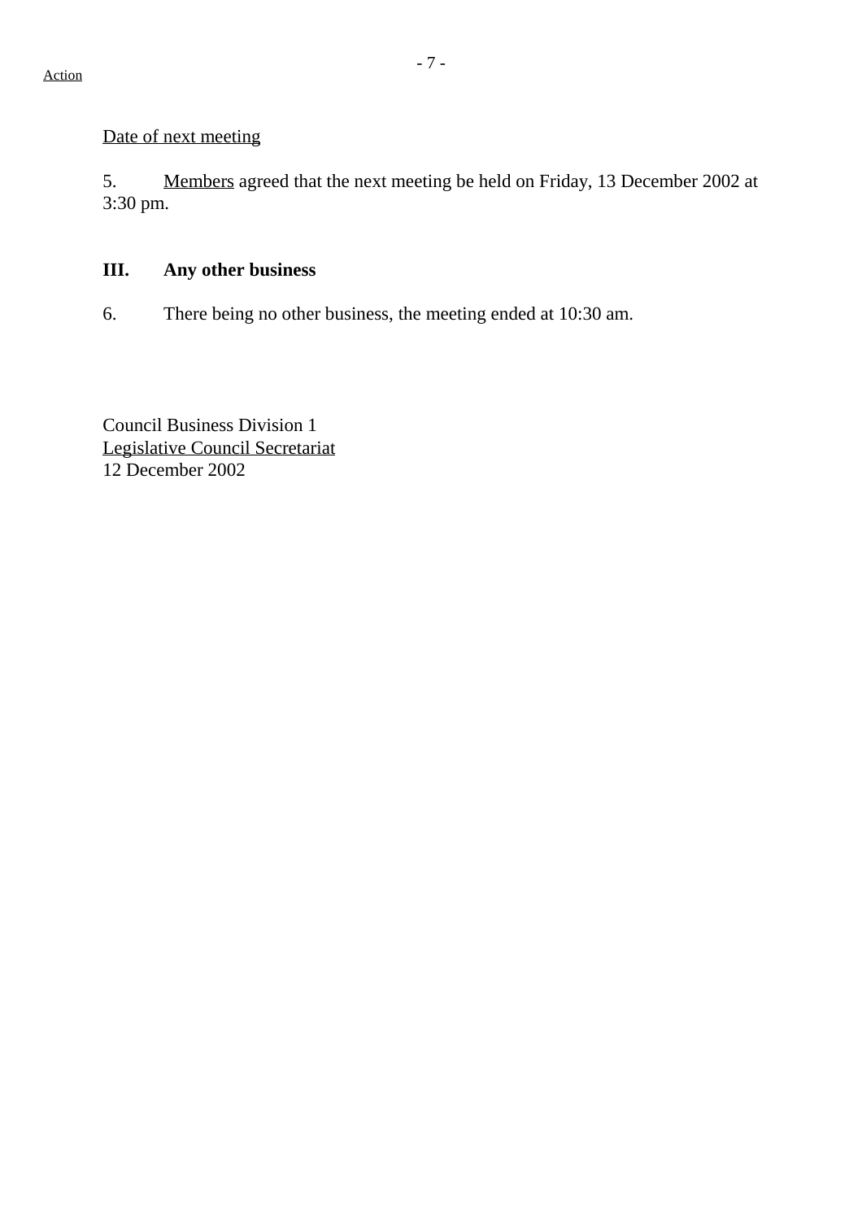Action

Date of next meeting

5. Members agreed that the next meeting be held on Friday, 13 December 2002 at 3:30 pm.

**III. Any other business**

6. There being no other business, the meeting ended at 10:30 am.

Council Business Division 1
Legislative Council Secretariat
12 December 2002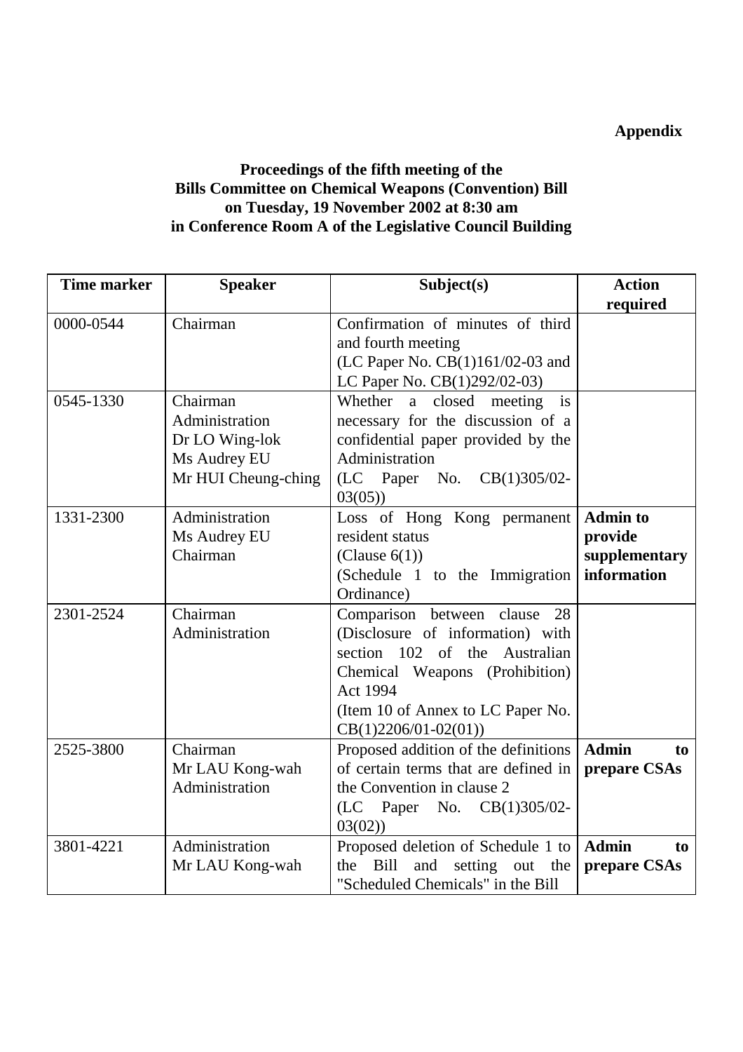**Appendix**

**Proceedings of the fifth meeting of the Bills Committee on Chemical Weapons (Convention) Bill on Tuesday, 19 November 2002 at 8:30 am in Conference Room A of the Legislative Council Building**

| Time marker | Speaker | Subject(s) | Action required |
|---|---|---|---|
| 0000-0544 | Chairman | Confirmation of minutes of third and fourth meeting (LC Paper No. CB(1)161/02-03 and LC Paper No. CB(1)292/02-03) | |
| 0545-1330 | Chairman<br>Administration<br>Dr LO Wing-lok<br>Ms Audrey EU<br>Mr HUI Cheung-ching | Whether a closed meeting is necessary for the discussion of a confidential paper provided by the Administration (LC Paper No. CB(1)305/02-03(05)) | |
| 1331-2300 | Administration<br>Ms Audrey EU<br>Chairman | Loss of Hong Kong permanent resident status (Clause 6(1)) (Schedule 1 to the Immigration Ordinance) | **Admin to provide supplementary information** |
| 2301-2524 | Chairman<br>Administration | Comparison between clause 28 (Disclosure of information) with section 102 of the Australian Chemical Weapons (Prohibition) Act 1994 (Item 10 of Annex to LC Paper No. CB(1)2206/01-02(01)) | |
| 2525-3800 | Chairman<br>Mr LAU Kong-wah<br>Administration | Proposed addition of the definitions of certain terms that are defined in the Convention in clause 2 (LC Paper No. CB(1)305/02-03(02)) | **Admin to prepare CSAs** |
| 3801-4221 | Administration<br>Mr LAU Kong-wah | Proposed deletion of Schedule 1 to the Bill and setting out the "Scheduled Chemicals" in the Bill | **Admin to prepare CSAs** |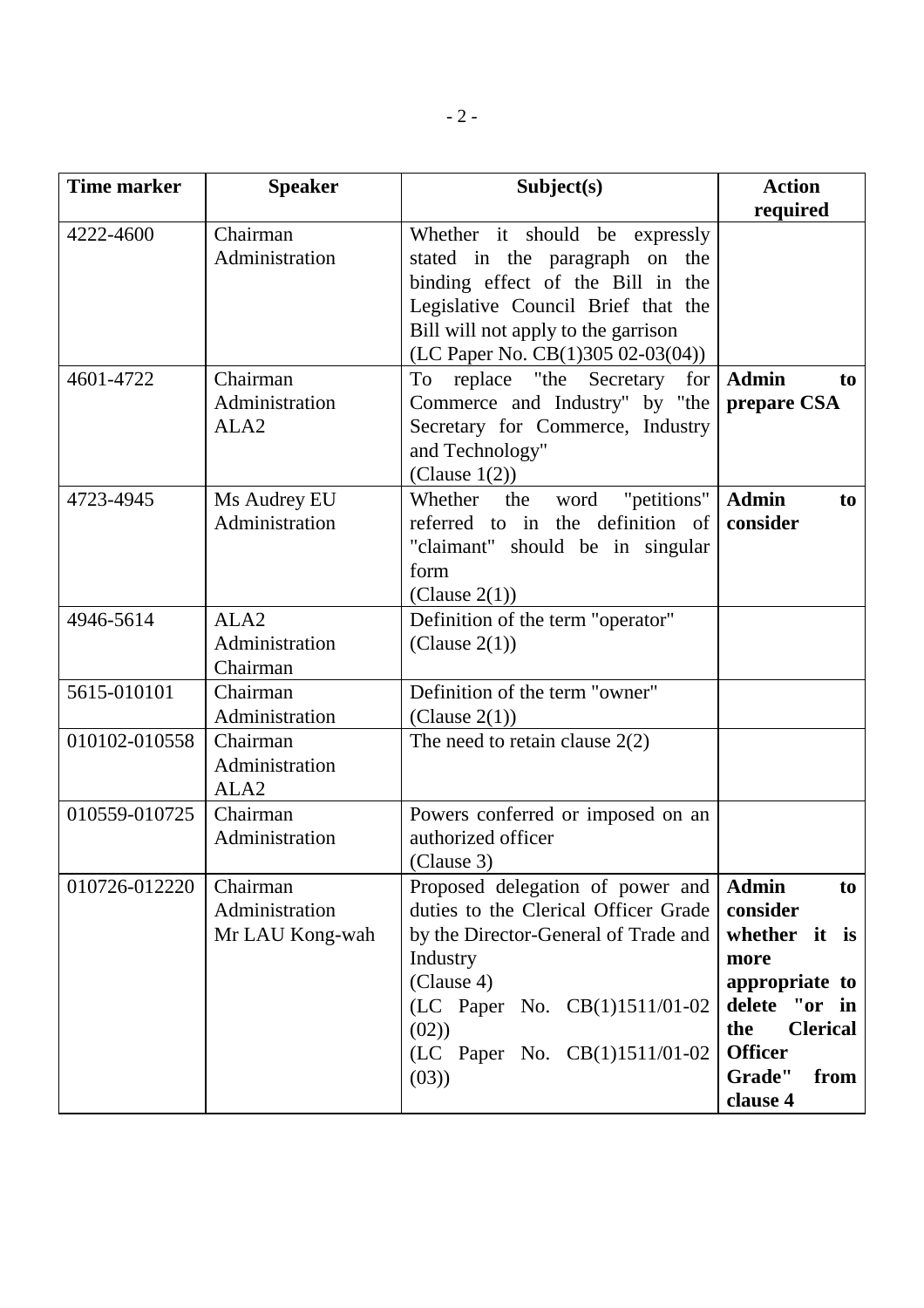| Time marker | Speaker | Subject(s) | Action required |
|---|---|---|---|
| 4222-4600 | Chairman<br>Administration | Whether it should be expressly stated in the paragraph on the binding effect of the Bill in the Legislative Council Brief that the Bill will not apply to the garrison<br>(LC Paper No. CB(1)305 02-03(04)) | |
| 4601-4722 | Chairman<br>Administration<br>ALA2 | To replace "the Secretary for Commerce and Industry" by "the Secretary for Commerce, Industry and Technology"<br>(Clause 1(2)) | **Admin to prepare CSA** |
| 4723-4945 | Ms Audrey EU<br>Administration | Whether the word "petitions" referred to in the definition of "claimant" should be in singular form<br>(Clause 2(1)) | **Admin to consider** |
| 4946-5614 | ALA2<br>Administration<br>Chairman | Definition of the term "operator"<br>(Clause 2(1)) | |
| 5615-010101 | Chairman<br>Administration | Definition of the term "owner"<br>(Clause 2(1)) | |
| 010102-010558 | Chairman<br>Administration<br>ALA2 | The need to retain clause 2(2) | |
| 010559-010725 | Chairman<br>Administration | Powers conferred or imposed on an authorized officer<br>(Clause 3) | |
| 010726-012220 | Chairman<br>Administration<br>Mr LAU Kong-wah | Proposed delegation of power and duties to the Clerical Officer Grade by the Director-General of Trade and Industry<br>(Clause 4)<br>(LC Paper No. CB(1)1511/01-02 (02))<br>(LC Paper No. CB(1)1511/01-02 (03)) | **Admin to consider whether it is more appropriate to delete "or in the Clerical Officer Grade" from clause 4** |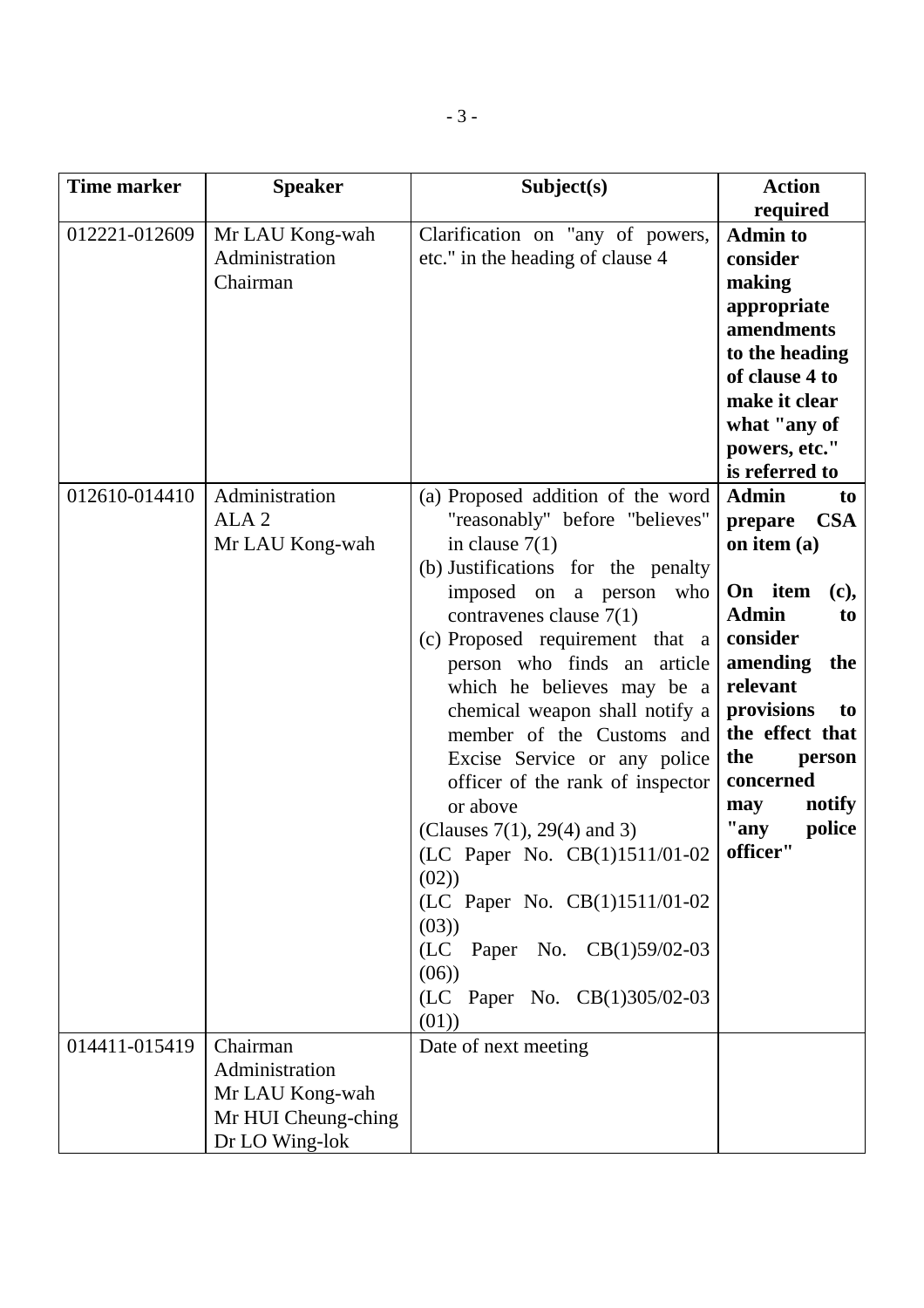| Time marker | Speaker | Subject(s) | Action required |
|---|---|---|---|
| 012221-012609 | Mr LAU Kong-wah<br>Administration<br>Chairman | Clarification on "any of powers, etc." in the heading of clause 4 | **Admin to consider making appropriate amendments to the heading of clause 4 to make it clear what "any of powers, etc." is referred to** |
| 012610-014410 | Administration<br>ALA 2<br>Mr LAU Kong-wah | (a) Proposed addition of the word "reasonably" before "believes" in clause 7(1)<br>(b) Justifications for the penalty imposed on a person who contravenes clause 7(1)<br>(c) Proposed requirement that a person who finds an article which he believes may be a chemical weapon shall notify a member of the Customs and Excise Service or any police officer of the rank of inspector or above<br>(Clauses 7(1), 29(4) and 3)<br>(LC Paper No. CB(1)1511/01-02 (02))<br>(LC Paper No. CB(1)1511/01-02 (03))<br>(LC Paper No. CB(1)59/02-03 (06))<br>(LC Paper No. CB(1)305/02-03 (01)) | **Admin to prepare CSA on item (a)**<br><br>**On item (c), Admin to consider amending the relevant provisions to the effect that the person concerned may notify "any police officer"** |
| 014411-015419 | Chairman<br>Administration<br>Mr LAU Kong-wah<br>Mr HUI Cheung-ching<br>Dr LO Wing-lok | Date of next meeting | |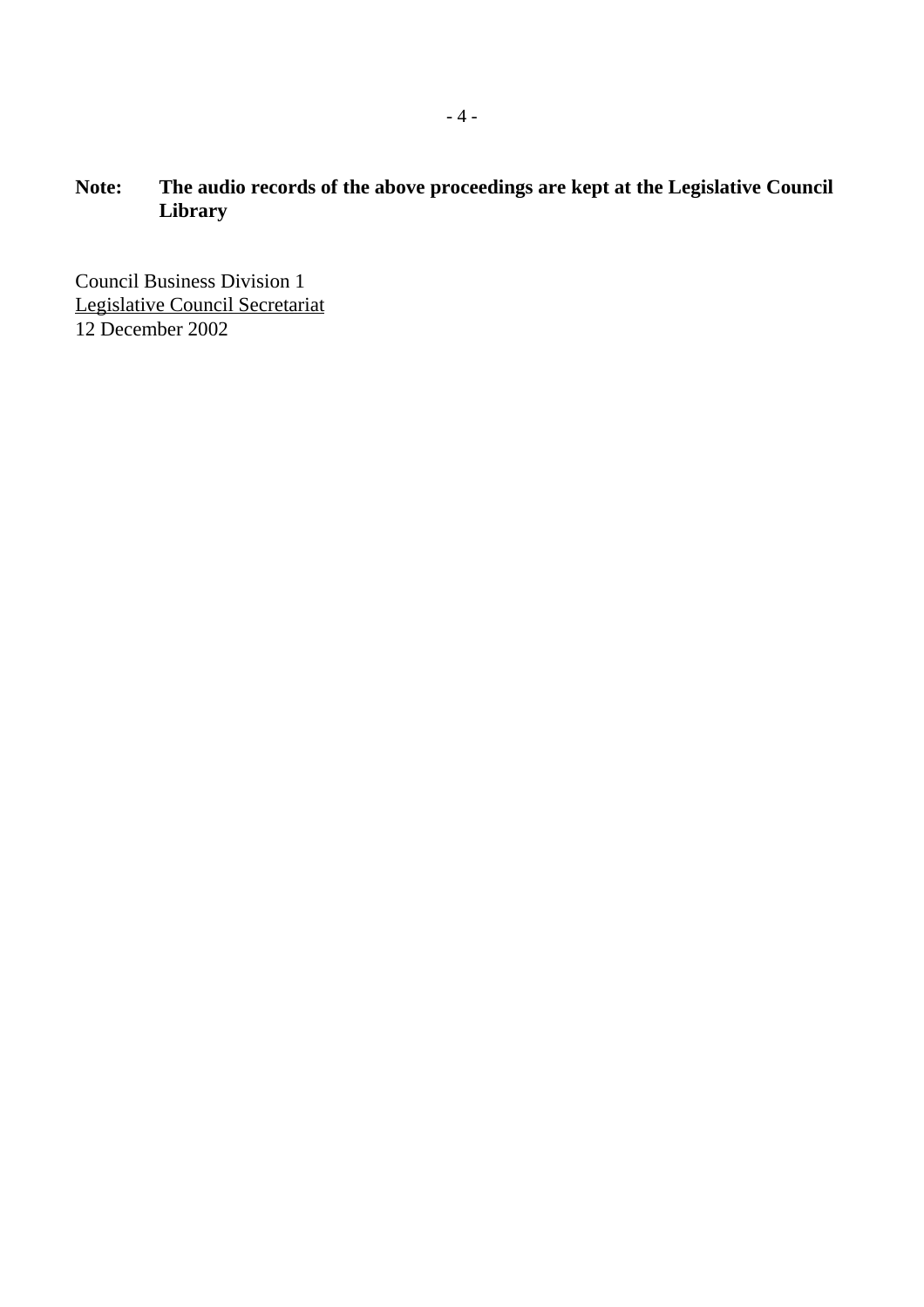**Note: The audio records of the above proceedings are kept at the Legislative Council Library**

Council Business Division 1
Legislative Council Secretariat
12 December 2002